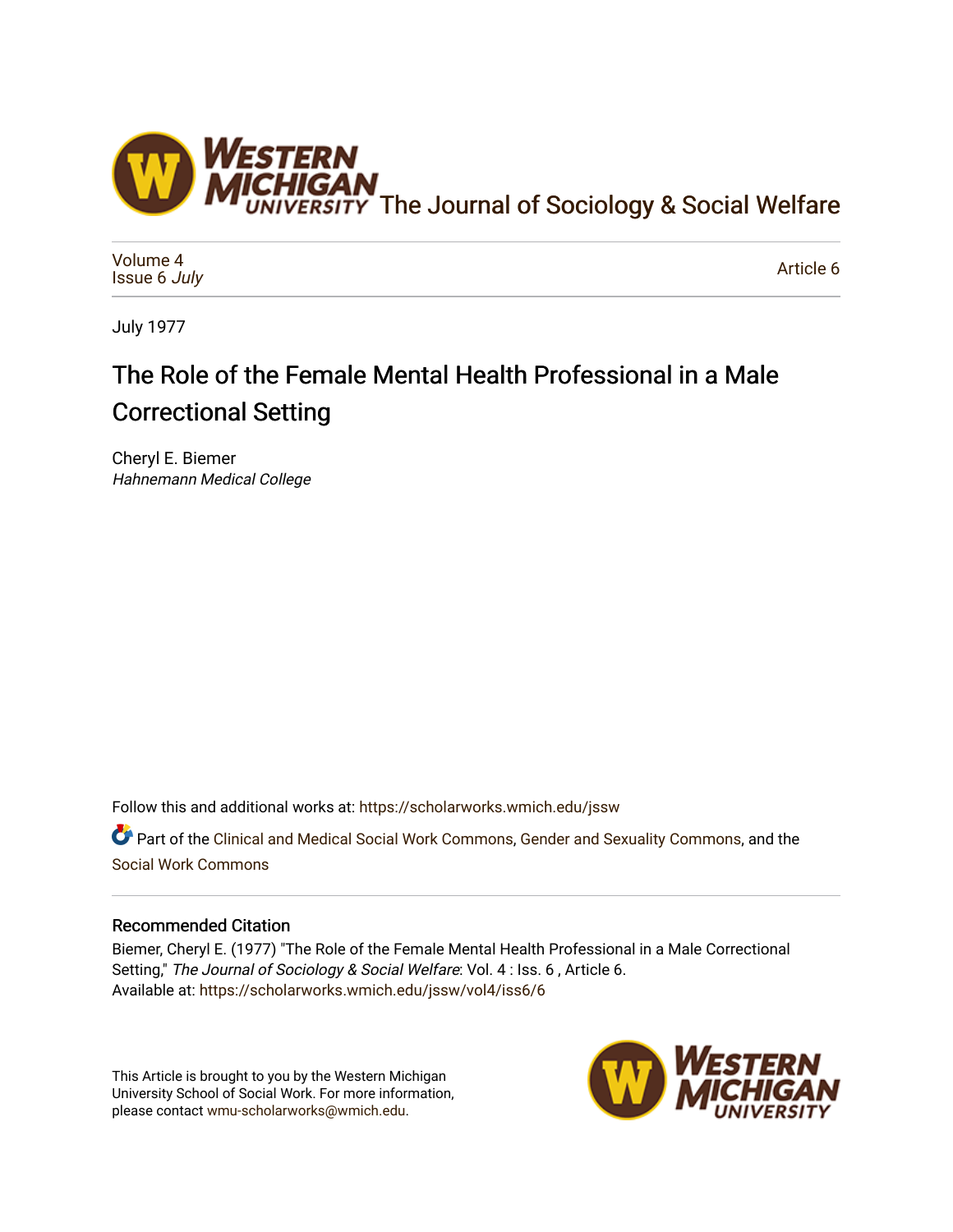The Journal of Sociology & Social Welfare

Volume 4
Issue 6 *July*

Article 6

July 1977

# The Role of the Female Mental Health Professional in a Male Correctional Setting

Cheryl E. Biemer
*Hahnemann Medical College*

Follow this and additional works at: https://scholarworks.wmich.edu/jssw

Part of the Clinical and Medical Social Work Commons, Gender and Sexuality Commons, and the Social Work Commons

## Recommended Citation

Biemer, Cheryl E. (1977) "The Role of the Female Mental Health Professional in a Male Correctional Setting," *The Journal of Sociology & Social Welfare*: Vol. 4 : Iss. 6 , Article 6.
Available at: https://scholarworks.wmich.edu/jssw/vol4/iss6/6

This Article is brought to you by the Western Michigan University School of Social Work. For more information, please contact wmu-scholarworks@wmich.edu.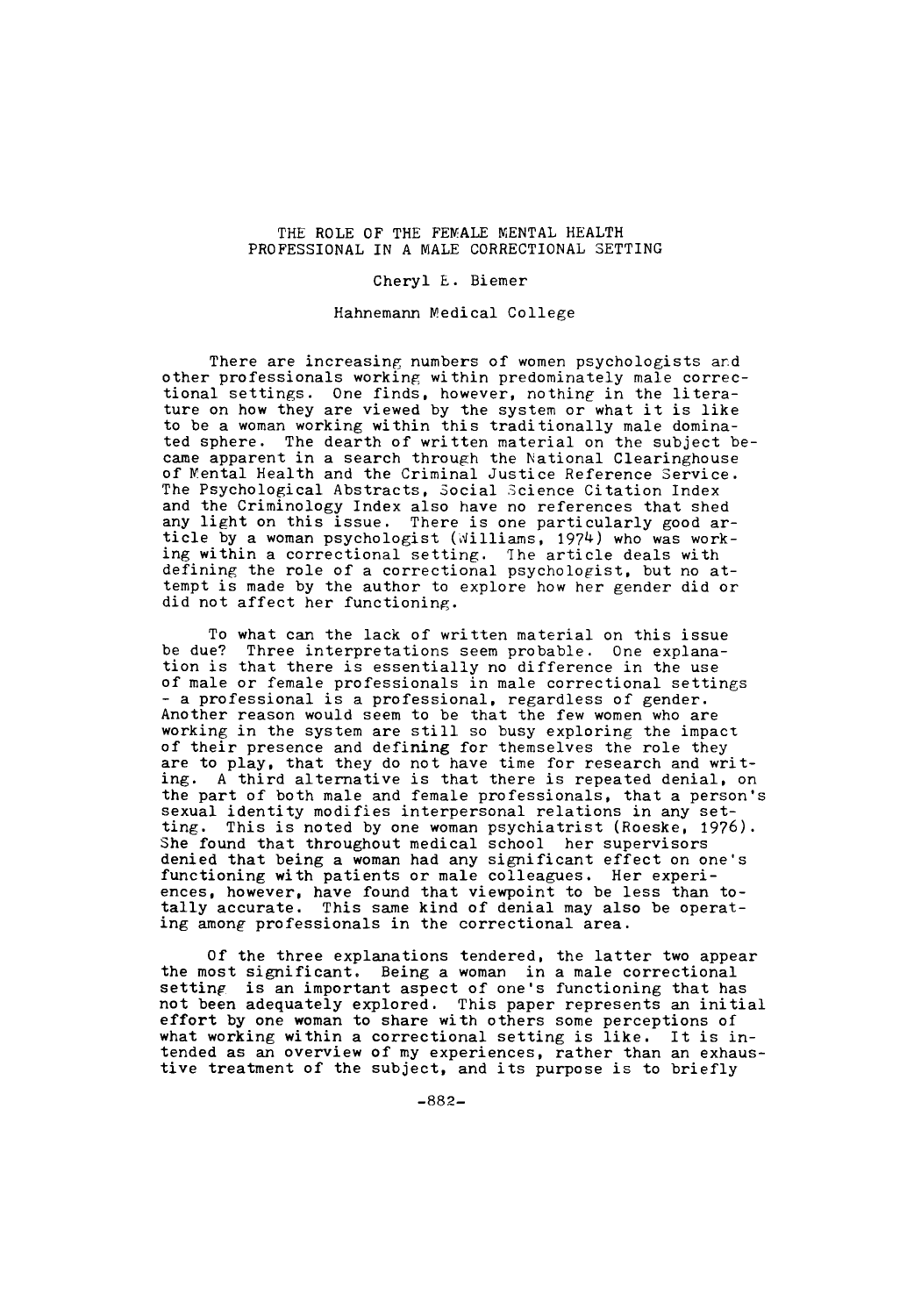# THE ROLE OF THE FEMALE MENTAL HEALTH PROFESSIONAL IN A MALE CORRECTIONAL SETTING

Cheryl E. Biemer

Hahnemann Medical College

There are increasing numbers of women psychologists and other professionals working within predominately male correctional settings. One finds, however, nothing in the literature on how they are viewed by the system or what it is like to be a woman working within this traditionally male dominated sphere. The dearth of written material on the subject became apparent in a search through the National Clearinghouse of Mental Health and the Criminal Justice Reference Service. The Psychological Abstracts, Social Science Citation Index and the Criminology Index also have no references that shed any light on this issue. There is one particularly good article by a woman psychologist (Williams, 1974) who was working within a correctional setting. The article deals with defining the role of a correctional psychologist, but no attempt is made by the author to explore how her gender did or did not affect her functioning.

To what can the lack of written material on this issue be due? Three interpretations seem probable. One explanation is that there is essentially no difference in the use of male or female professionals in male correctional settings - a professional is a professional, regardless of gender. Another reason would seem to be that the few women who are working in the system are still so busy exploring the impact of their presence and defining for themselves the role they are to play, that they do not have time for research and writing. A third alternative is that there is repeated denial, on the part of both male and female professionals, that a person's sexual identity modifies interpersonal relations in any setting. This is noted by one woman psychiatrist (Roeske, 1976). She found that throughout medical school her supervisors denied that being a woman had any significant effect on one's functioning with patients or male colleagues. Her experiences, however, have found that viewpoint to be less than totally accurate. This same kind of denial may also be operating among professionals in the correctional area.

Of the three explanations tendered, the latter two appear the most significant. Being a woman in a male correctional setting is an important aspect of one's functioning that has not been adequately explored. This paper represents an initial effort by one woman to share with others some perceptions of what working within a correctional setting is like. It is intended as an overview of my experiences, rather than an exhaustive treatment of the subject, and its purpose is to briefly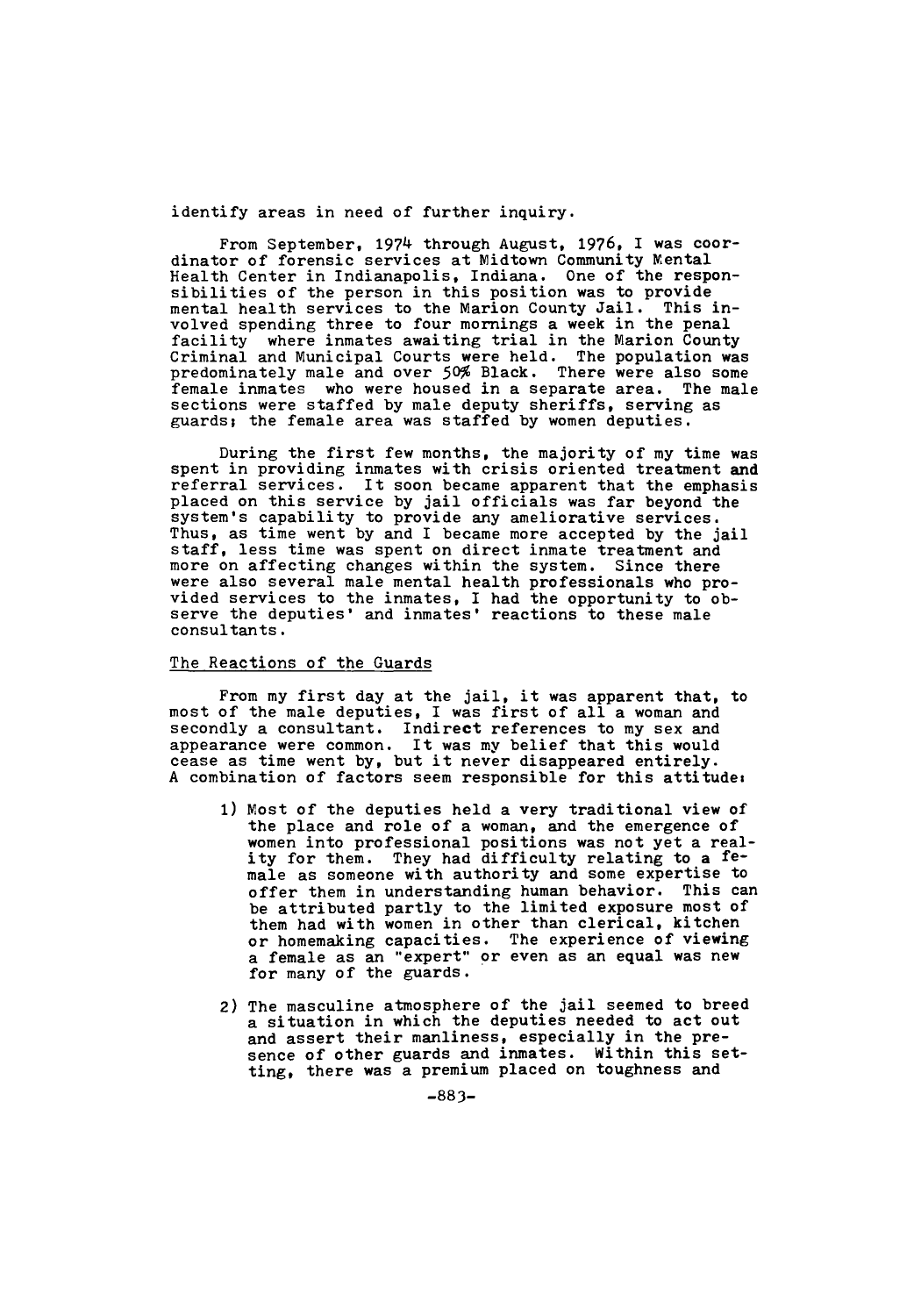identify areas in need of further inquiry.

From September, 1974 through August, 1976, I was coordinator of forensic services at Midtown Community Mental Health Center in Indianapolis, Indiana. One of the responsibilities of the person in this position was to provide mental health services to the Marion County Jail. This involved spending three to four mornings a week in the penal facility where inmates awaiting trial in the Marion County Criminal and Municipal Courts were held. The population was predominately male and over 50% Black. There were also some female inmates who were housed in a separate area. The male sections were staffed by male deputy sheriffs, serving as guards; the female area was staffed by women deputies.

During the first few months, the majority of my time was spent in providing inmates with crisis oriented treatment and referral services. It soon became apparent that the emphasis placed on this service by jail officials was far beyond the system's capability to provide any ameliorative services. Thus, as time went by and I became more accepted by the jail staff, less time was spent on direct inmate treatment and more on affecting changes within the system. Since there were also several male mental health professionals who provided services to the inmates, I had the opportunity to observe the deputies' and inmates' reactions to these male consultants.

<u>The Reactions of the Guards</u>

From my first day at the jail, it was apparent that, to most of the male deputies, I was first of all a woman and secondly a consultant. Indirect references to my sex and appearance were common. It was my belief that this would cease as time went by, but it never disappeared entirely. A combination of factors seem responsible for this attitude:

1) Most of the deputies held a very traditional view of the place and role of a woman, and the emergence of women into professional positions was not yet a reality for them. They had difficulty relating to a female as someone with authority and some expertise to offer them in understanding human behavior. This can be attributed partly to the limited exposure most of them had with women in other than clerical, kitchen or homemaking capacities. The experience of viewing a female as an "expert" or even as an equal was new for many of the guards.

2) The masculine atmosphere of the jail seemed to breed a situation in which the deputies needed to act out and assert their manliness, especially in the presence of other guards and inmates. Within this setting, there was a premium placed on toughness and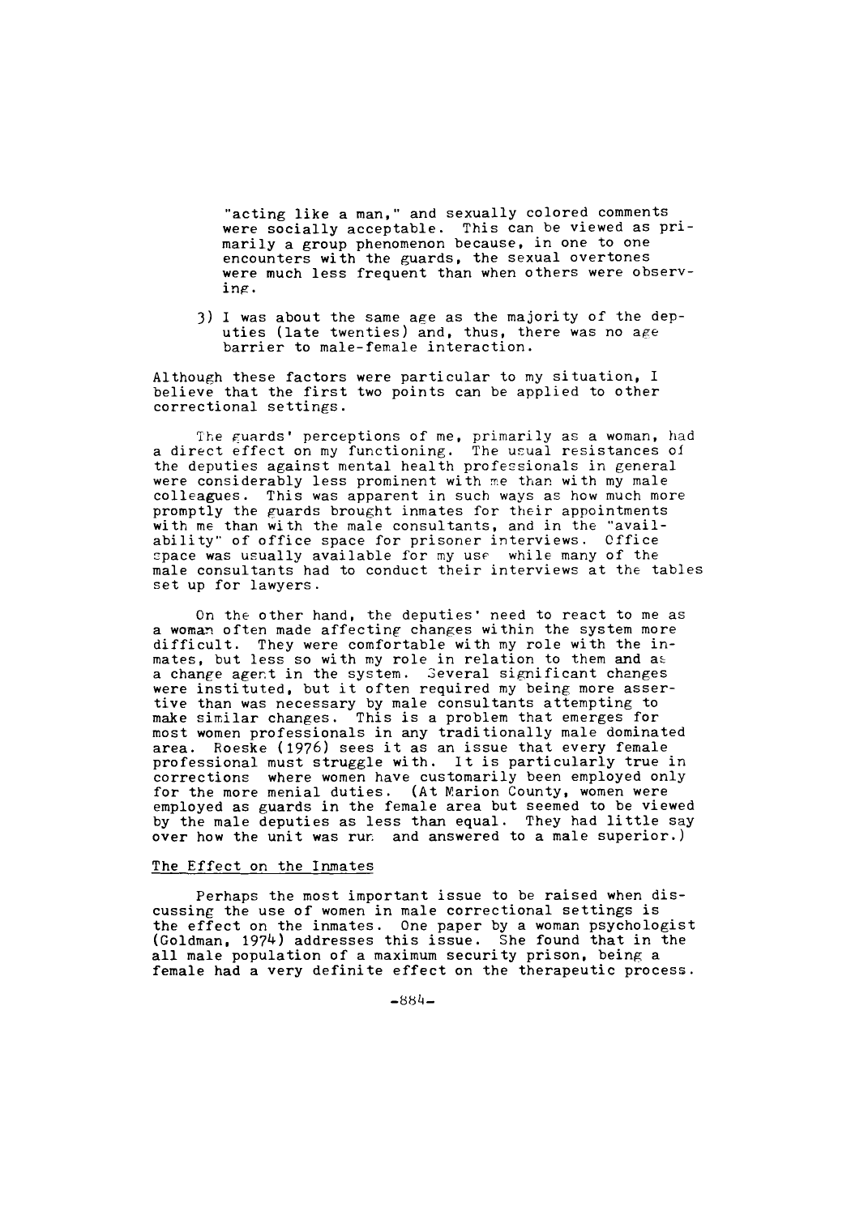"acting like a man," and sexually colored comments were socially acceptable. This can be viewed as primarily a group phenomenon because, in one to one encounters with the guards, the sexual overtones were much less frequent than when others were observing.

3) I was about the same age as the majority of the deputies (late twenties) and, thus, there was no age barrier to male-female interaction.

Although these factors were particular to my situation, I believe that the first two points can be applied to other correctional settings.

The guards' perceptions of me, primarily as a woman, had a direct effect on my functioning. The usual resistances of the deputies against mental health professionals in general were considerably less prominent with me than with my male colleagues. This was apparent in such ways as how much more promptly the guards brought inmates for their appointments with me than with the male consultants, and in the "availability" of office space for prisoner interviews. Office space was usually available for my use while many of the male consultants had to conduct their interviews at the tables set up for lawyers.

On the other hand, the deputies' need to react to me as a woman often made affecting changes within the system more difficult. They were comfortable with my role with the inmates, but less so with my role in relation to them and as a change agent in the system. Several significant changes were instituted, but it often required my being more assertive than was necessary by male consultants attempting to make similar changes. This is a problem that emerges for most women professionals in any traditionally male dominated area. Roeske (1976) sees it as an issue that every female professional must struggle with. It is particularly true in corrections where women have customarily been employed only for the more menial duties. (At Marion County, women were employed as guards in the female area but seemed to be viewed by the male deputies as less than equal. They had little say over how the unit was run and answered to a male superior.)

## The Effect on the Inmates

Perhaps the most important issue to be raised when discussing the use of women in male correctional settings is the effect on the inmates. One paper by a woman psychologist (Goldman, 1974) addresses this issue. She found that in the all male population of a maximum security prison, being a female had a very definite effect on the therapeutic process.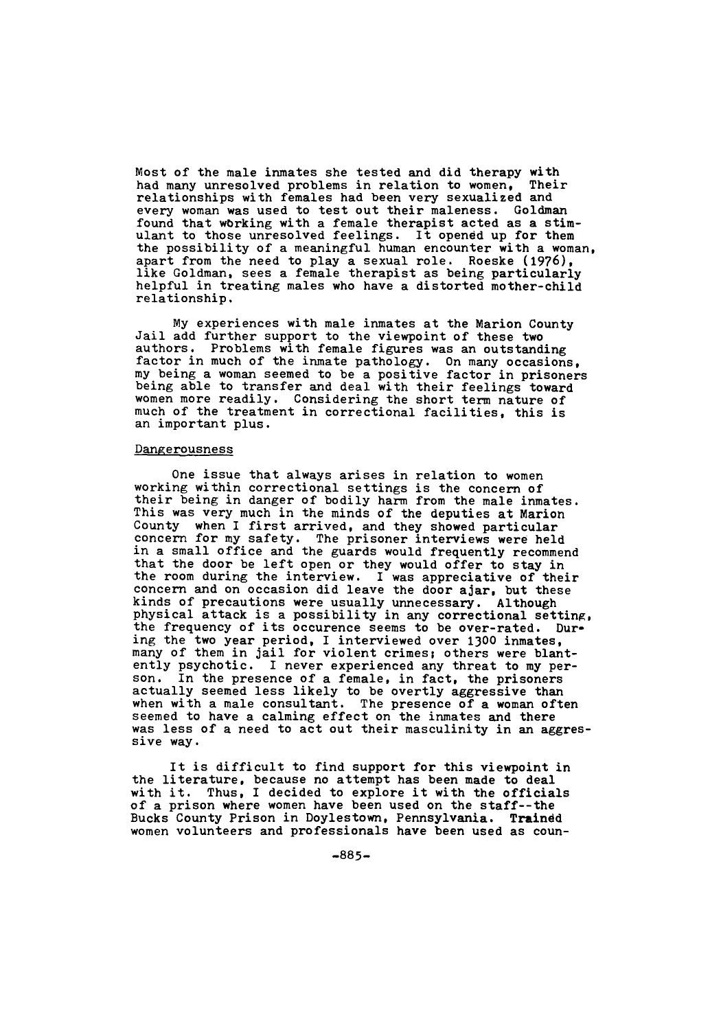Most of the male inmates she tested and did therapy with had many unresolved problems in relation to women. Their relationships with females had been very sexualized and every woman was used to test out their maleness. Goldman found that working with a female therapist acted as a stimulant to those unresolved feelings. It opened up for them the possibility of a meaningful human encounter with a woman, apart from the need to play a sexual role. Roeske (1976), like Goldman, sees a female therapist as being particularly helpful in treating males who have a distorted mother-child relationship.

My experiences with male inmates at the Marion County Jail add further support to the viewpoint of these two authors. Problems with female figures was an outstanding factor in much of the inmate pathology. On many occasions, my being a woman seemed to be a positive factor in prisoners being able to transfer and deal with their feelings toward women more readily. Considering the short term nature of much of the treatment in correctional facilities, this is an important plus.

## Dangerousness

One issue that always arises in relation to women working within correctional settings is the concern of their being in danger of bodily harm from the male inmates. This was very much in the minds of the deputies at Marion County when I first arrived, and they showed particular concern for my safety. The prisoner interviews were held in a small office and the guards would frequently recommend that the door be left open or they would offer to stay in the room during the interview. I was appreciative of their concern and on occasion did leave the door ajar, but these kinds of precautions were usually unnecessary. Although physical attack is a possibility in any correctional setting, the frequency of its occurence seems to be over-rated. During the two year period, I interviewed over 1300 inmates, many of them in jail for violent crimes; others were blantently psychotic. I never experienced any threat to my person. In the presence of a female, in fact, the prisoners actually seemed less likely to be overtly aggressive than when with a male consultant. The presence of a woman often seemed to have a calming effect on the inmates and there was less of a need to act out their masculinity in an aggressive way.

It is difficult to find support for this viewpoint in the literature, because no attempt has been made to deal with it. Thus, I decided to explore it with the officials of a prison where women have been used on the staff--the Bucks County Prison in Doylestown, Pennsylvania. Trained women volunteers and professionals have been used as coun-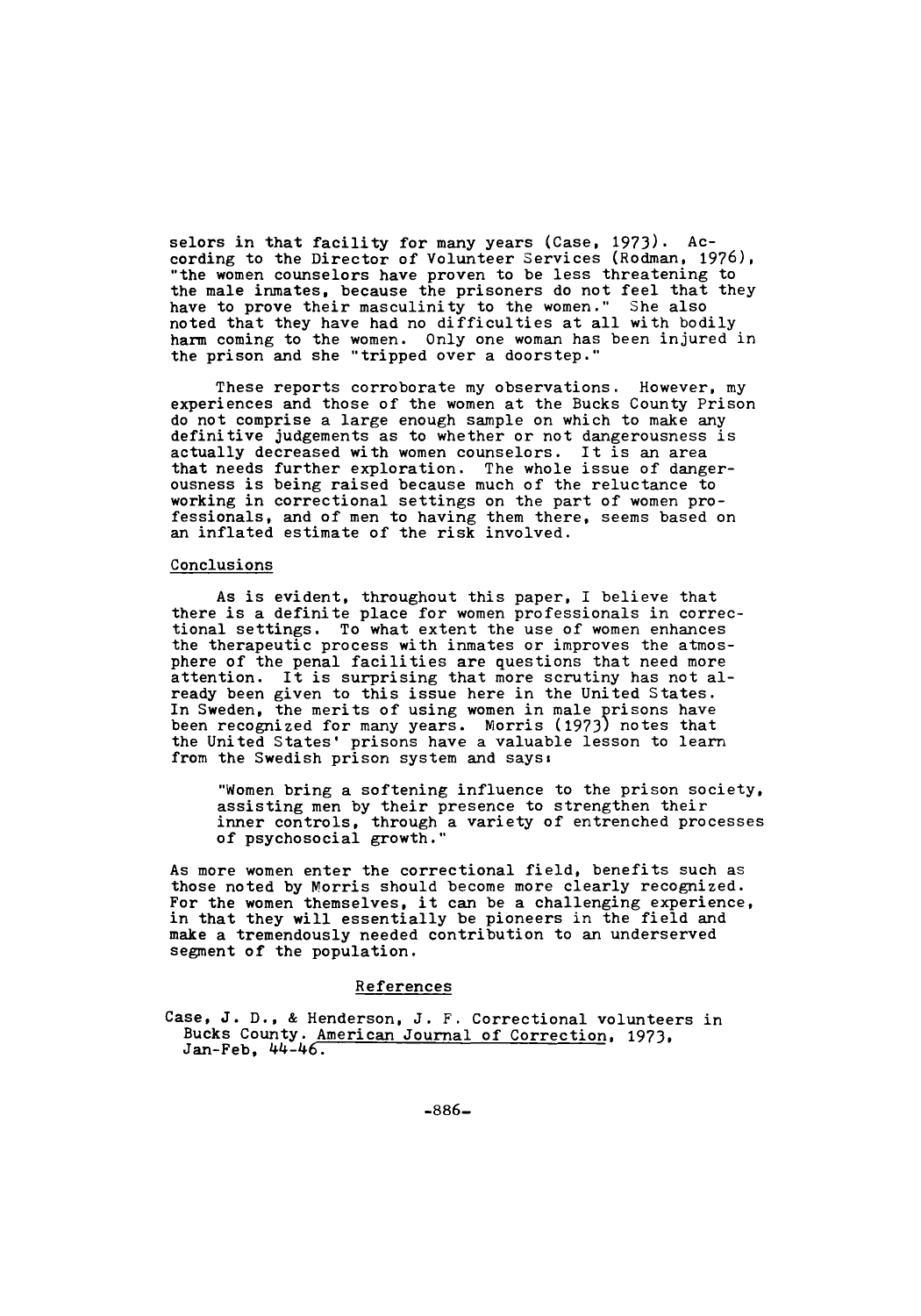selors in that facility for many years (Case, 1973). According to the Director of Volunteer Services (Rodman, 1976), "the women counselors have proven to be less threatening to the male inmates, because the prisoners do not feel that they have to prove their masculinity to the women." She also noted that they have had no difficulties at all with bodily harm coming to the women. Only one woman has been injured in the prison and she "tripped over a doorstep."

These reports corroborate my observations. However, my experiences and those of the women at the Bucks County Prison do not comprise a large enough sample on which to make any definitive judgements as to whether or not dangerousness is actually decreased with women counselors. It is an area that needs further exploration. The whole issue of dangerousness is being raised because much of the reluctance to working in correctional settings on the part of women professionals, and of men to having them there, seems based on an inflated estimate of the risk involved.

## Conclusions

As is evident, throughout this paper, I believe that there is a definite place for women professionals in correctional settings. To what extent the use of women enhances the therapeutic process with inmates or improves the atmosphere of the penal facilities are questions that need more attention. It is surprising that more scrutiny has not already been given to this issue here in the United States. In Sweden, the merits of using women in male prisons have been recognized for many years. Morris (1973) notes that the United States' prisons have a valuable lesson to learn from the Swedish prison system and says:

> "Women bring a softening influence to the prison society, assisting men by their presence to strengthen their inner controls, through a variety of entrenched processes of psychosocial growth."

As more women enter the correctional field, benefits such as those noted by Morris should become more clearly recognized. For the women themselves, it can be a challenging experience, in that they will essentially be pioneers in the field and make a tremendously needed contribution to an underserved segment of the population.

## References

Case, J. D., & Henderson, J. F. Correctional volunteers in Bucks County. American Journal of Correction, 1973, Jan-Feb, 44-46.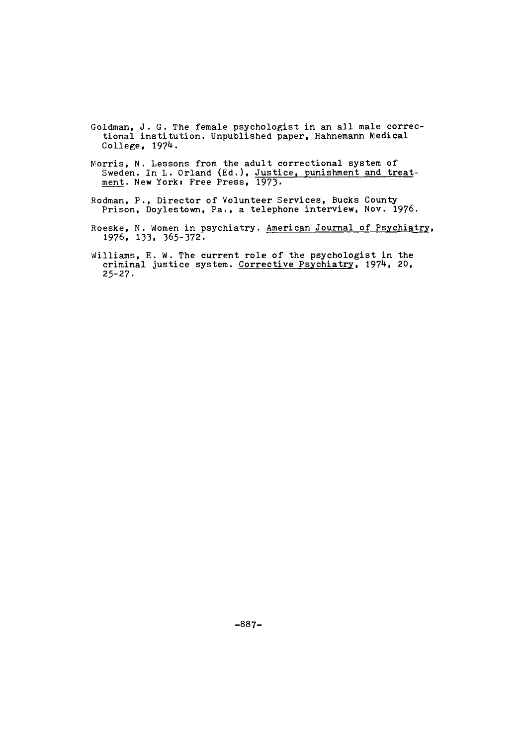Goldman, J. G. The female psychologist in an all male correctional institution. Unpublished paper, Hahnemann Medical College, 1974.

Morris, N. Lessons from the adult correctional system of Sweden. In L. Orland (Ed.), _Justice, punishment and treatment_. New York: Free Press, 1973.

Rodman, P., Director of Volunteer Services, Bucks County Prison, Doylestown, Pa., a telephone interview, Nov. 1976.

Roeske, N. Women in psychiatry. _American Journal of Psychiatry_, 1976, 133, 365-372.

Williams, E. W. The current role of the psychologist in the criminal justice system. _Corrective Psychiatry_, 1974, 20, 25-27.